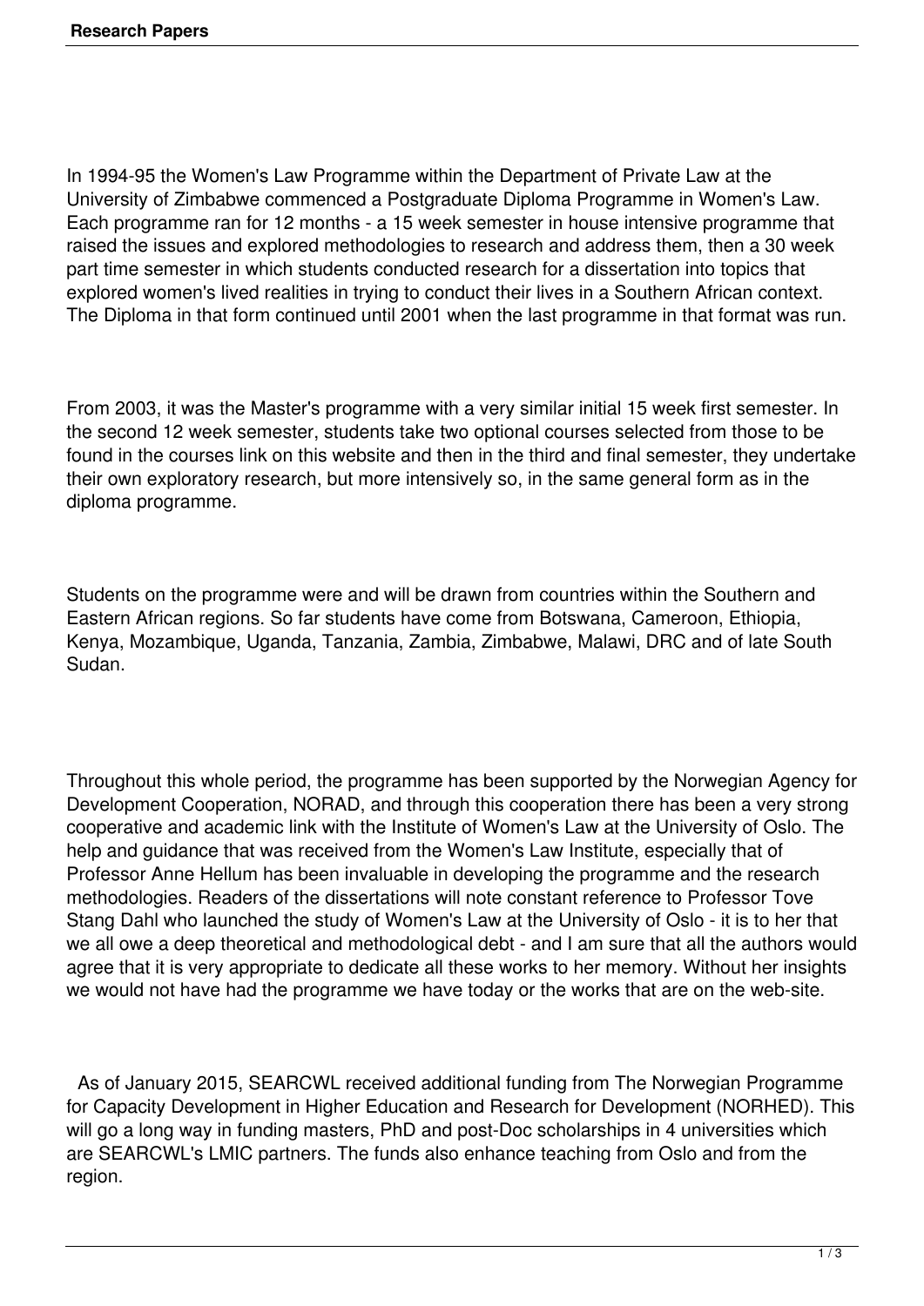In 1994-95 the Women's Law Programme within the Department of Private Law at the University of Zimbabwe commenced a Postgraduate Diploma Programme in Women's Law. Each programme ran for 12 months - a 15 week semester in house intensive programme that raised the issues and explored methodologies to research and address them, then a 30 week part time semester in which students conducted research for a dissertation into topics that explored women's lived realities in trying to conduct their lives in a Southern African context. The Diploma in that form continued until 2001 when the last programme in that format was run.

From 2003, it was the Master's programme with a very similar initial 15 week first semester. In the second 12 week semester, students take two optional courses selected from those to be found in the courses link on this website and then in the third and final semester, they undertake their own exploratory research, but more intensively so, in the same general form as in the diploma programme.

Students on the programme were and will be drawn from countries within the Southern and Eastern African regions. So far students have come from Botswana, Cameroon, Ethiopia, Kenya, Mozambique, Uganda, Tanzania, Zambia, Zimbabwe, Malawi, DRC and of late South Sudan.

Throughout this whole period, the programme has been supported by the Norwegian Agency for Development Cooperation, NORAD, and through this cooperation there has been a very strong cooperative and academic link with the Institute of Women's Law at the University of Oslo. The help and guidance that was received from the Women's Law Institute, especially that of Professor Anne Hellum has been invaluable in developing the programme and the research methodologies. Readers of the dissertations will note constant reference to Professor Tove Stang Dahl who launched the study of Women's Law at the University of Oslo - it is to her that we all owe a deep theoretical and methodological debt - and I am sure that all the authors would agree that it is very appropriate to dedicate all these works to her memory. Without her insights we would not have had the programme we have today or the works that are on the web-site.

As of January 2015, SEARCWL received additional funding from The Norwegian Programme for Capacity Development in Higher Education and Research for Development (NORHED). This will go a long way in funding masters, PhD and post-Doc scholarships in 4 universities which are SEARCWL's LMIC partners. The funds also enhance teaching from Oslo and from the region.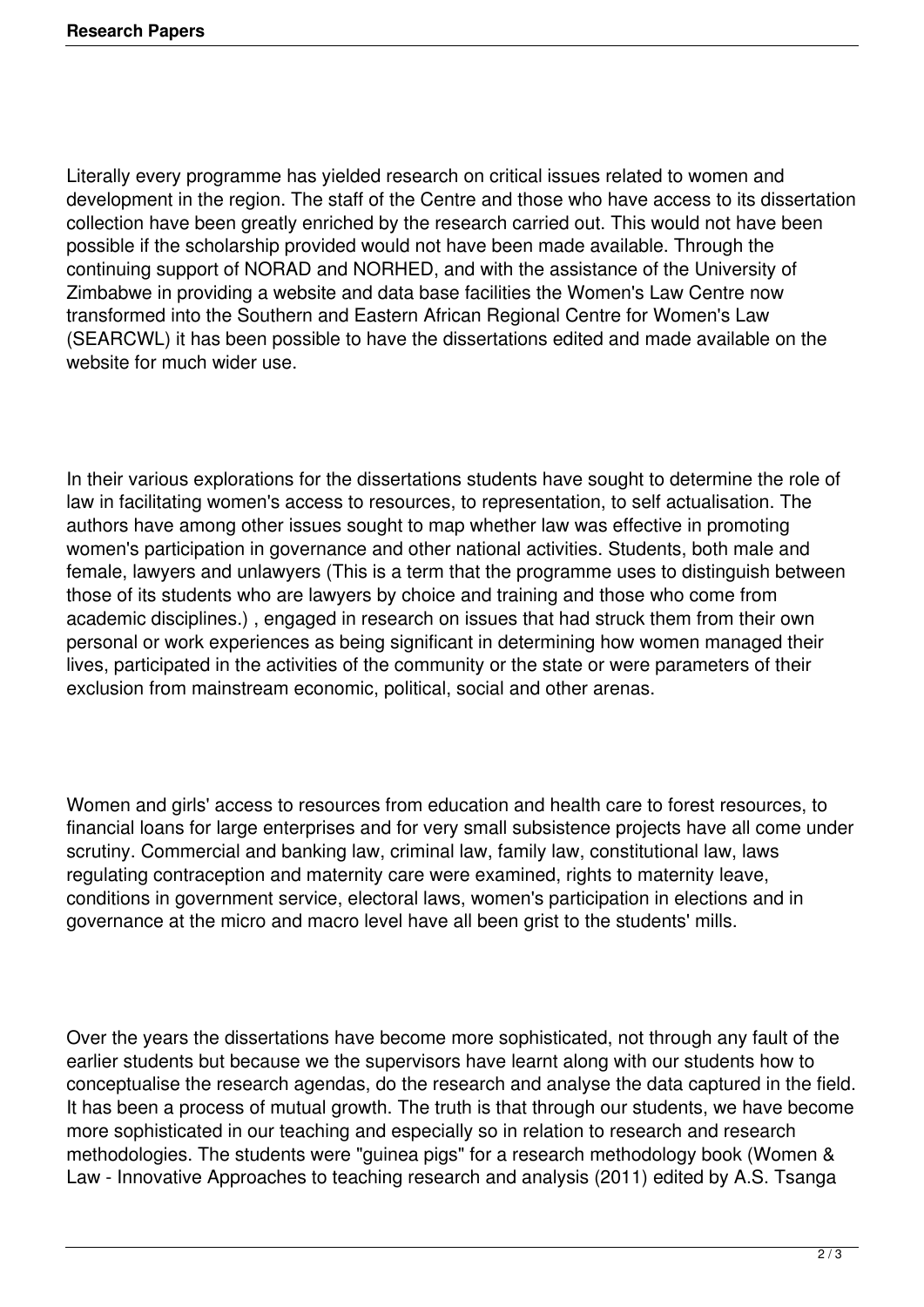Literally every programme has yielded research on critical issues related to women and development in the region. The staff of the Centre and those who have access to its dissertation collection have been greatly enriched by the research carried out. This would not have been possible if the scholarship provided would not have been made available. Through the continuing support of NORAD and NORHED, and with the assistance of the University of Zimbabwe in providing a website and data base facilities the Women's Law Centre now transformed into the Southern and Eastern African Regional Centre for Women's Law (SEARCWL) it has been possible to have the dissertations edited and made available on the website for much wider use.

In their various explorations for the dissertations students have sought to determine the role of law in facilitating women's access to resources, to representation, to self actualisation. The authors have among other issues sought to map whether law was effective in promoting women's participation in governance and other national activities. Students, both male and female, lawyers and unlawyers (This is a term that the programme uses to distinguish between those of its students who are lawyers by choice and training and those who come from academic disciplines.) , engaged in research on issues that had struck them from their own personal or work experiences as being significant in determining how women managed their lives, participated in the activities of the community or the state or were parameters of their exclusion from mainstream economic, political, social and other arenas.

Women and girls' access to resources from education and health care to forest resources, to financial loans for large enterprises and for very small subsistence projects have all come under scrutiny. Commercial and banking law, criminal law, family law, constitutional law, laws regulating contraception and maternity care were examined, rights to maternity leave, conditions in government service, electoral laws, women's participation in elections and in governance at the micro and macro level have all been grist to the students' mills.

Over the years the dissertations have become more sophisticated, not through any fault of the earlier students but because we the supervisors have learnt along with our students how to conceptualise the research agendas, do the research and analyse the data captured in the field. It has been a process of mutual growth. The truth is that through our students, we have become more sophisticated in our teaching and especially so in relation to research and research methodologies. The students were "guinea pigs" for a research methodology book (Women & Law - Innovative Approaches to teaching research and analysis (2011) edited by A.S. Tsanga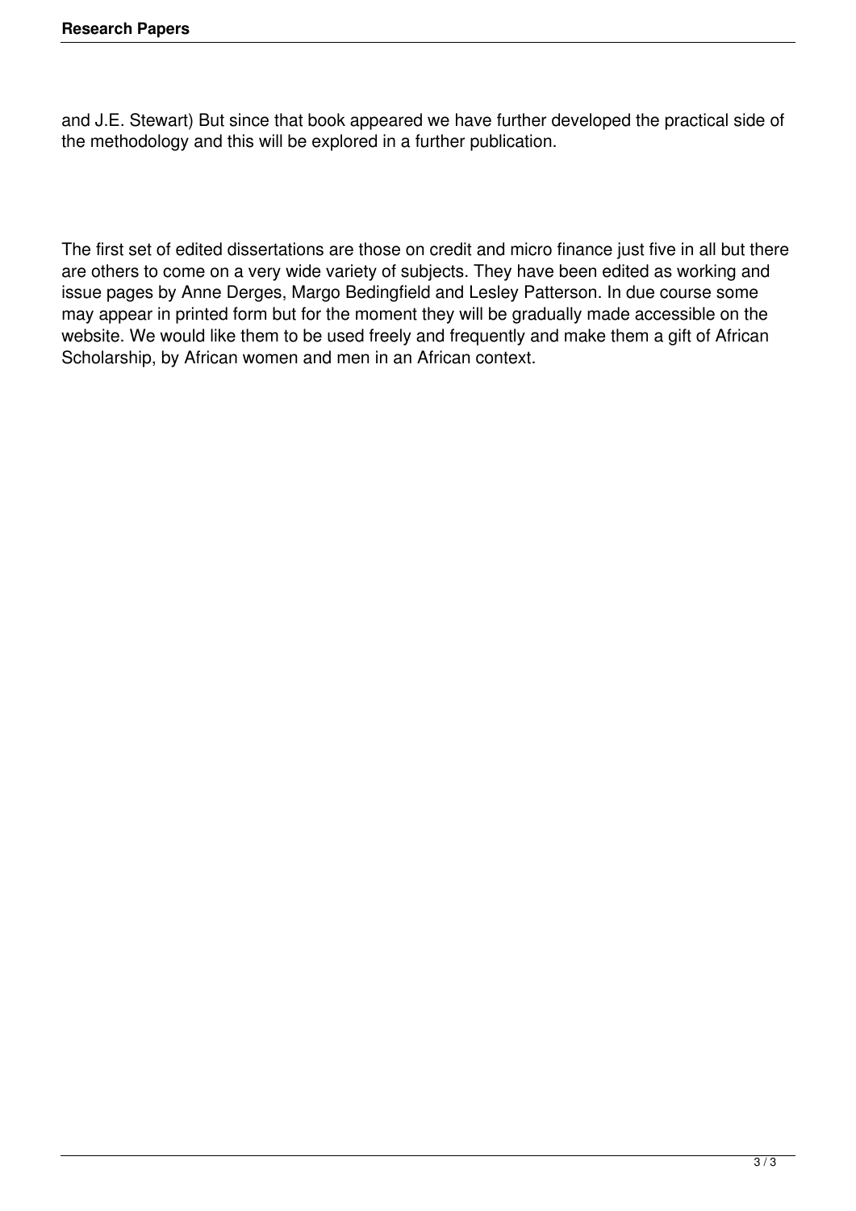and J.E. Stewart) But since that book appeared we have further developed the practical side of the methodology and this will be explored in a further publication.

The first set of edited dissertations are those on credit and micro finance just five in all but there are others to come on a very wide variety of subjects. They have been edited as working and issue pages by Anne Derges, Margo Bedingfield and Lesley Patterson. In due course some may appear in printed form but for the moment they will be gradually made accessible on the website. We would like them to be used freely and frequently and make them a gift of African Scholarship, by African women and men in an African context.